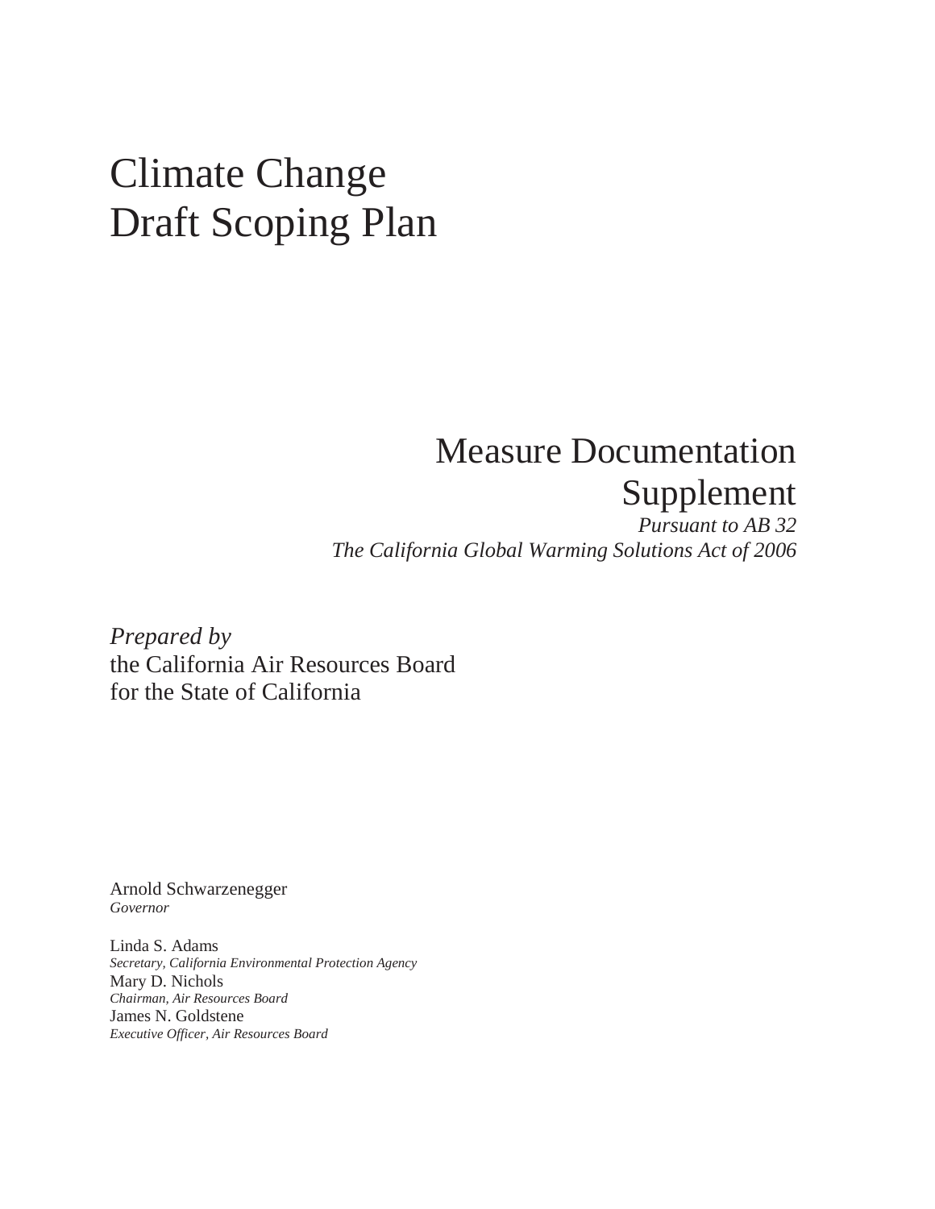# Climate Change
# Draft Scoping Plan

## Measure Documentation Supplement

*Pursuant to AB 32*
*The California Global Warming Solutions Act of 2006*

*Prepared by*
the California Air Resources Board
for the State of California

Arnold Schwarzenegger
*Governor*

Linda S. Adams
*Secretary, California Environmental Protection Agency*
Mary D. Nichols
*Chairman, Air Resources Board*
James N. Goldstene
*Executive Officer, Air Resources Board*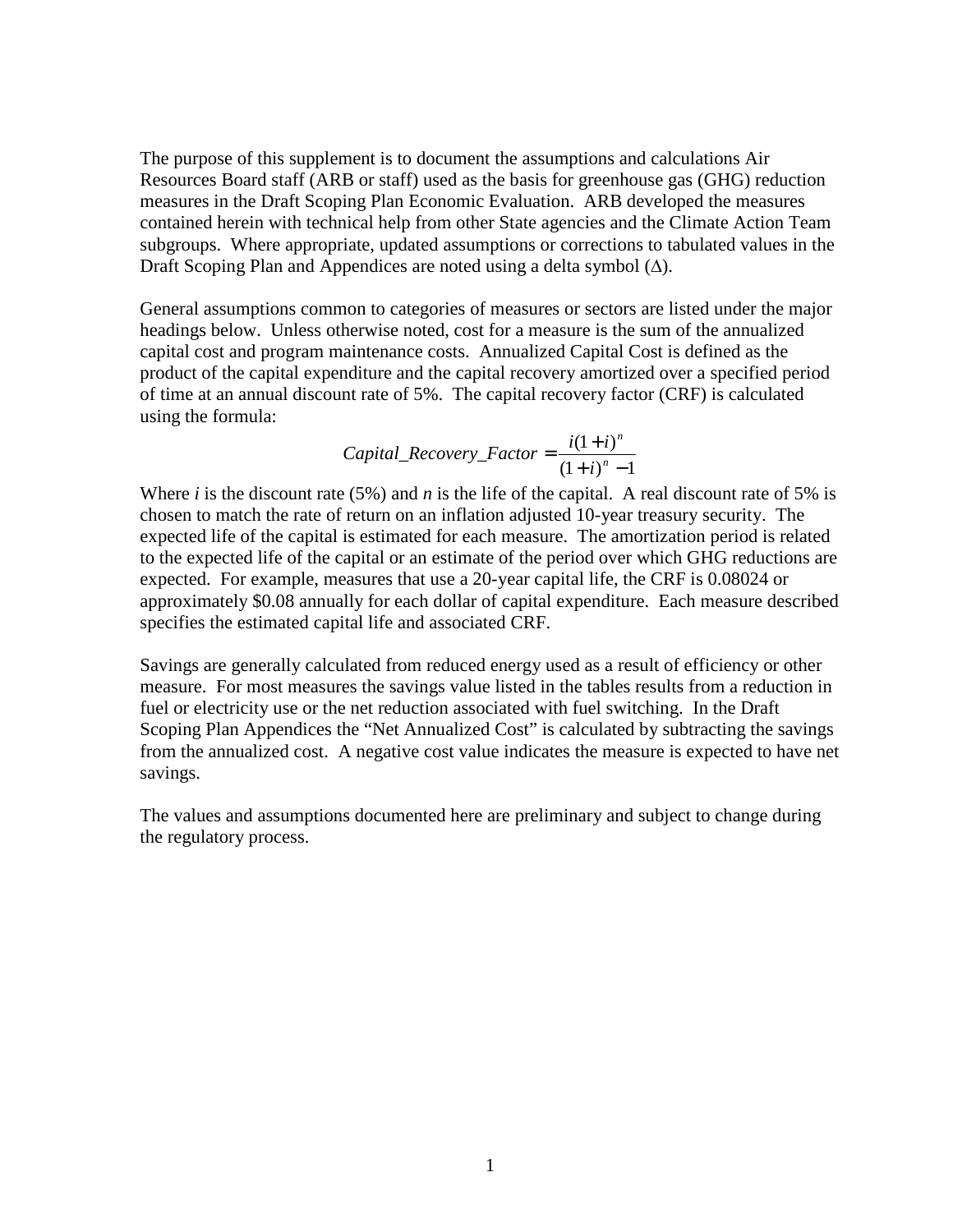The purpose of this supplement is to document the assumptions and calculations Air Resources Board staff (ARB or staff) used as the basis for greenhouse gas (GHG) reduction measures in the Draft Scoping Plan Economic Evaluation. ARB developed the measures contained herein with technical help from other State agencies and the Climate Action Team subgroups. Where appropriate, updated assumptions or corrections to tabulated values in the Draft Scoping Plan and Appendices are noted using a delta symbol (Δ).

General assumptions common to categories of measures or sectors are listed under the major headings below. Unless otherwise noted, cost for a measure is the sum of the annualized capital cost and program maintenance costs. Annualized Capital Cost is defined as the product of the capital expenditure and the capital recovery amortized over a specified period of time at an annual discount rate of 5%. The capital recovery factor (CRF) is calculated using the formula:

$$Capital\_Recovery\_Factor = \frac{i(1+i)^n}{(1+i)^n - 1}$$

Where $i$ is the discount rate (5%) and $n$ is the life of the capital. A real discount rate of 5% is chosen to match the rate of return on an inflation adjusted 10-year treasury security. The expected life of the capital is estimated for each measure. The amortization period is related to the expected life of the capital or an estimate of the period over which GHG reductions are expected. For example, measures that use a 20-year capital life, the CRF is 0.08024 or approximately $0.08 annually for each dollar of capital expenditure. Each measure described specifies the estimated capital life and associated CRF.

Savings are generally calculated from reduced energy used as a result of efficiency or other measure. For most measures the savings value listed in the tables results from a reduction in fuel or electricity use or the net reduction associated with fuel switching. In the Draft Scoping Plan Appendices the "Net Annualized Cost" is calculated by subtracting the savings from the annualized cost. A negative cost value indicates the measure is expected to have net savings.

The values and assumptions documented here are preliminary and subject to change during the regulatory process.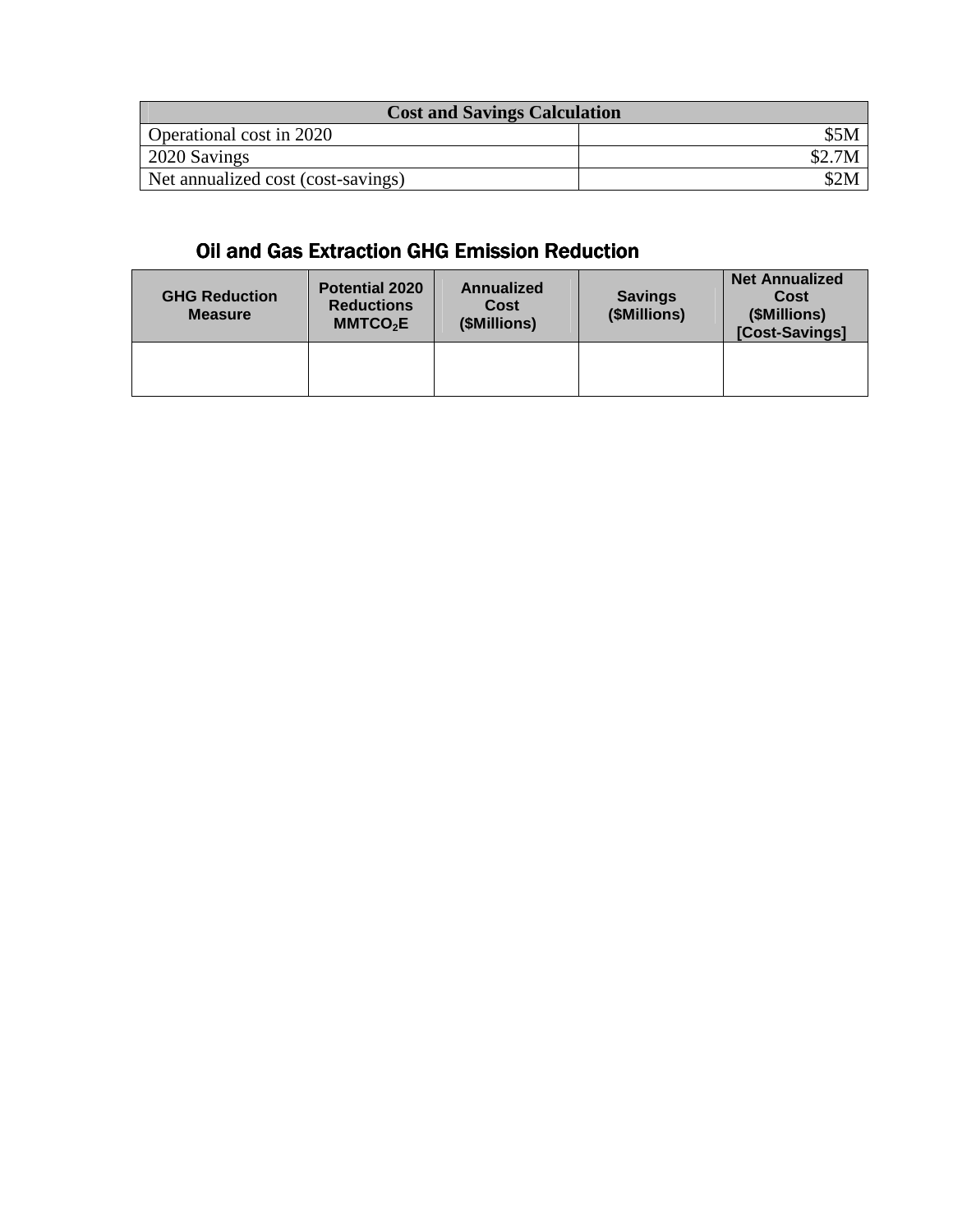| Cost and Savings Calculation | |
|---|---|
| Operational cost in 2020 | $5M |
| 2020 Savings | $2.7M |
| Net annualized cost (cost-savings) | $2M |

## Oil and Gas Extraction GHG Emission Reduction

| GHG Reduction Measure | Potential 2020 Reductions $MMTCO_2E$ | Annualized Cost ($Millions) | Savings ($Millions) | Net Annualized Cost ($Millions) [Cost-Savings] |
|---|---|---|---|---|
| | | | | |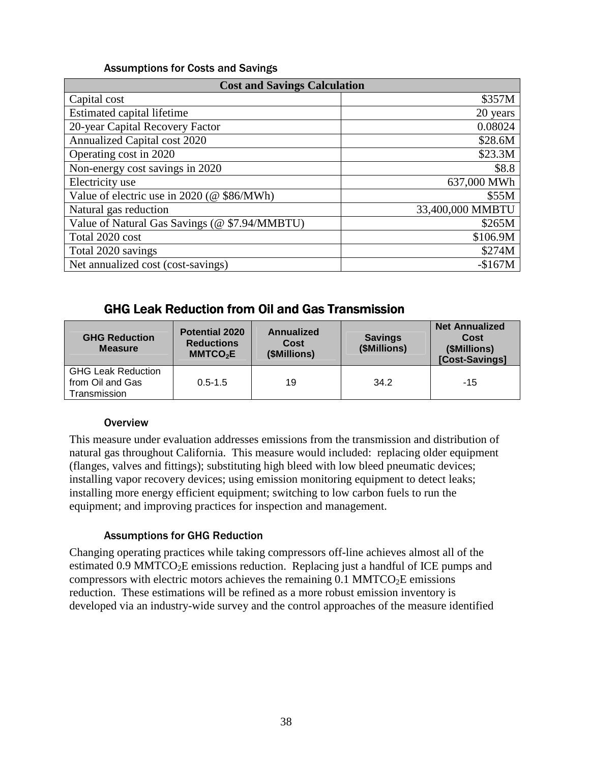#### Assumptions for Costs and Savings

| Cost and Savings Calculation | |
|---|---|
| Capital cost | $357M |
| Estimated capital lifetime | 20 years |
| 20-year Capital Recovery Factor | 0.08024 |
| Annualized Capital cost 2020 | $28.6M |
| Operating cost in 2020 | $23.3M |
| Non-energy cost savings in 2020 | $8.8 |
| Electricity use | 637,000 MWh |
| Value of electric use in 2020 (@ $86/MWh) | $55M |
| Natural gas reduction | 33,400,000 MMBTU |
| Value of Natural Gas Savings (@ $7.94/MMBTU) | $265M |
| Total 2020 cost | $106.9M |
| Total 2020 savings | $274M |
| Net annualized cost (cost-savings) | -$167M |

### GHG Leak Reduction from Oil and Gas Transmission

| GHG Reduction Measure | Potential 2020 Reductions $MMTCO_2E$ | Annualized Cost ($Millions) | Savings ($Millions) | Net Annualized Cost ($Millions) [Cost-Savings] |
|---|---|---|---|---|
| GHG Leak Reduction from Oil and Gas Transmission | 0.5-1.5 | 19 | 34.2 | -15 |

#### Overview

This measure under evaluation addresses emissions from the transmission and distribution of natural gas throughout California. This measure would included: replacing older equipment (flanges, valves and fittings); substituting high bleed with low bleed pneumatic devices; installing vapor recovery devices; using emission monitoring equipment to detect leaks; installing more energy efficient equipment; switching to low carbon fuels to run the equipment; and improving practices for inspection and management.

#### Assumptions for GHG Reduction

Changing operating practices while taking compressors off-line achieves almost all of the estimated 0.9 $MMTCO_2E$ emissions reduction. Replacing just a handful of ICE pumps and compressors with electric motors achieves the remaining 0.1 $MMTCO_2E$ emissions reduction. These estimations will be refined as a more robust emission inventory is developed via an industry-wide survey and the control approaches of the measure identified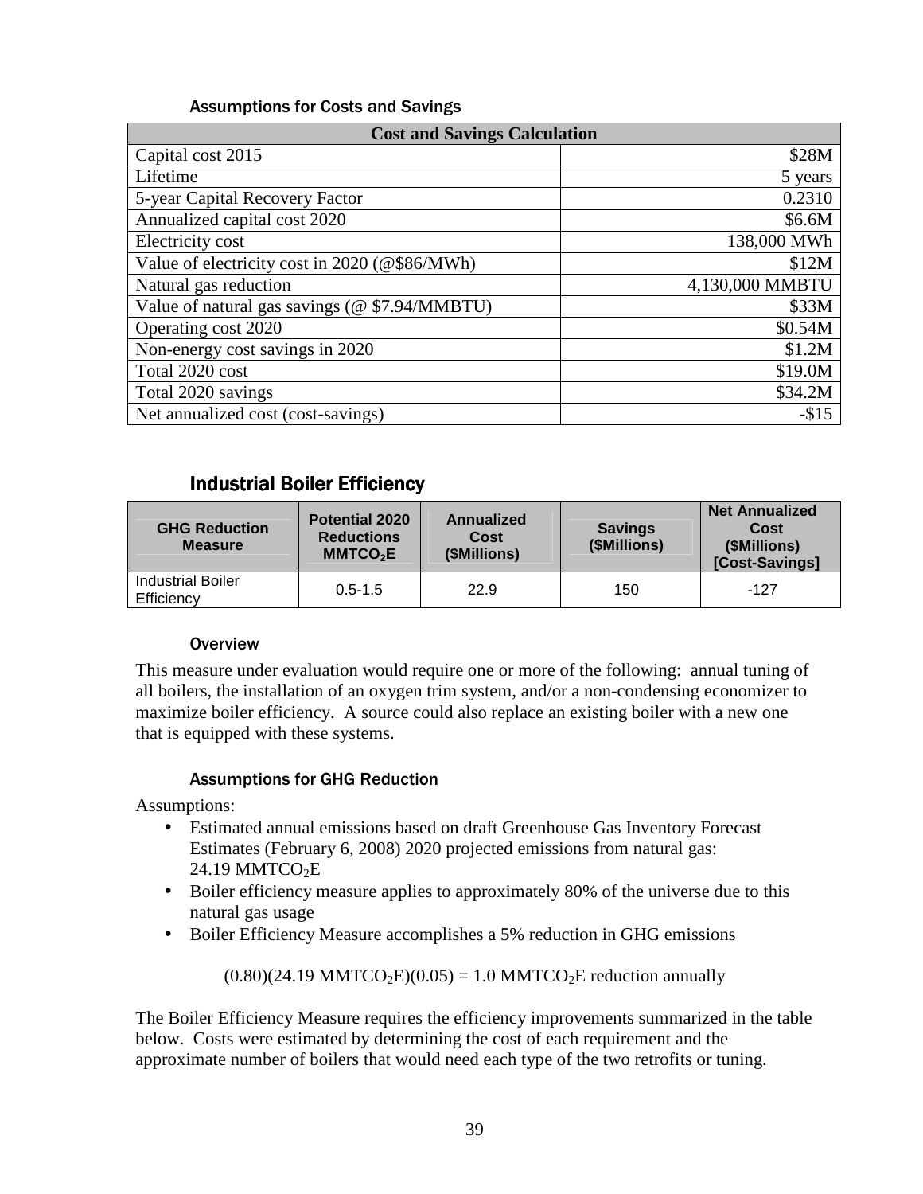#### Assumptions for Costs and Savings

| Cost and Savings Calculation | |
|---|---|
| Capital cost 2015 | \$28M |
| Lifetime | 5 years |
| 5-year Capital Recovery Factor | 0.2310 |
| Annualized capital cost 2020 | \$6.6M |
| Electricity cost | 138,000 MWh |
| Value of electricity cost in 2020 (@\$86/MWh) | \$12M |
| Natural gas reduction | 4,130,000 MMBTU |
| Value of natural gas savings (@ \$7.94/MMBTU) | \$33M |
| Operating cost 2020 | \$0.54M |
| Non-energy cost savings in 2020 | \$1.2M |
| Total 2020 cost | \$19.0M |
| Total 2020 savings | \$34.2M |
| Net annualized cost (cost-savings) | -\$15 |

### Industrial Boiler Efficiency

| GHG Reduction Measure | Potential 2020 Reductions $MMTCO_2E$ | Annualized Cost (\$Millions) | Savings (\$Millions) | Net Annualized Cost (\$Millions) [Cost-Savings] |
|---|---|---|---|---|
| Industrial Boiler Efficiency | 0.5-1.5 | 22.9 | 150 | -127 |

#### Overview

This measure under evaluation would require one or more of the following: annual tuning of all boilers, the installation of an oxygen trim system, and/or a non-condensing economizer to maximize boiler efficiency. A source could also replace an existing boiler with a new one that is equipped with these systems.

#### Assumptions for GHG Reduction

Assumptions:

- Estimated annual emissions based on draft Greenhouse Gas Inventory Forecast Estimates (February 6, 2008) 2020 projected emissions from natural gas: 24.19 $MMTCO_2E$
- Boiler efficiency measure applies to approximately 80% of the universe due to this natural gas usage
- Boiler Efficiency Measure accomplishes a 5% reduction in GHG emissions

$$(0.80)(24.19\ MMTCO_2E)(0.05) = 1.0\ MMTCO_2E \text{ reduction annually}$$

The Boiler Efficiency Measure requires the efficiency improvements summarized in the table below. Costs were estimated by determining the cost of each requirement and the approximate number of boilers that would need each type of the two retrofits or tuning.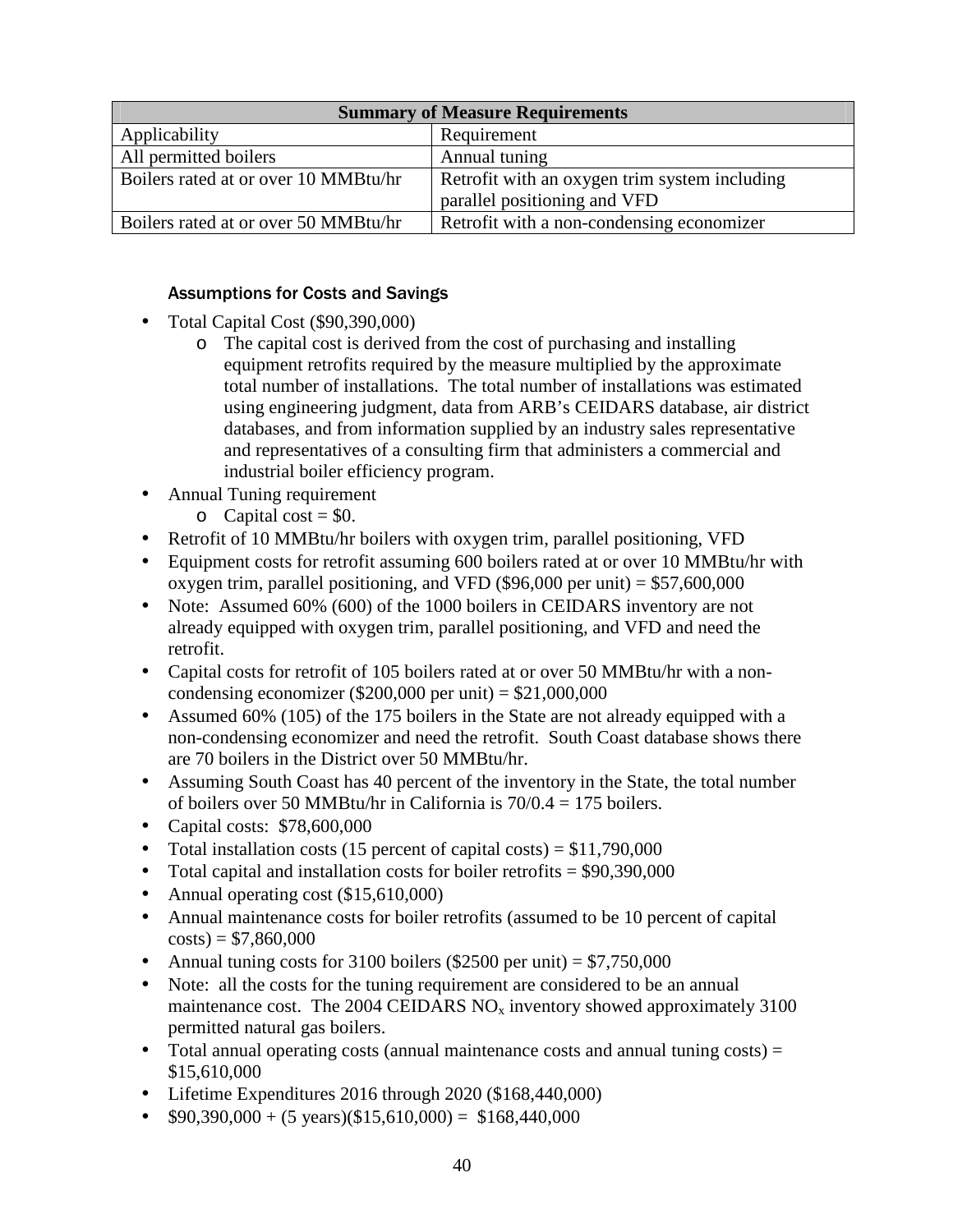| Summary of Measure Requirements | |
|---|---|
| Applicability | Requirement |
| All permitted boilers | Annual tuning |
| Boilers rated at or over 10 MMBtu/hr | Retrofit with an oxygen trim system including parallel positioning and VFD |
| Boilers rated at or over 50 MMBtu/hr | Retrofit with a non-condensing economizer |

### Assumptions for Costs and Savings

- Total Capital Cost ($90,390,000)
  - The capital cost is derived from the cost of purchasing and installing equipment retrofits required by the measure multiplied by the approximate total number of installations. The total number of installations was estimated using engineering judgment, data from ARB's CEIDARS database, air district databases, and from information supplied by an industry sales representative and representatives of a consulting firm that administers a commercial and industrial boiler efficiency program.
- Annual Tuning requirement
  - Capital cost = $0.
- Retrofit of 10 MMBtu/hr boilers with oxygen trim, parallel positioning, VFD
- Equipment costs for retrofit assuming 600 boilers rated at or over 10 MMBtu/hr with oxygen trim, parallel positioning, and VFD ($96,000 per unit) = $57,600,000
- Note: Assumed 60% (600) of the 1000 boilers in CEIDARS inventory are not already equipped with oxygen trim, parallel positioning, and VFD and need the retrofit.
- Capital costs for retrofit of 105 boilers rated at or over 50 MMBtu/hr with a non-condensing economizer ($200,000 per unit) = $21,000,000
- Assumed 60% (105) of the 175 boilers in the State are not already equipped with a non-condensing economizer and need the retrofit. South Coast database shows there are 70 boilers in the District over 50 MMBtu/hr.
- Assuming South Coast has 40 percent of the inventory in the State, the total number of boilers over 50 MMBtu/hr in California is 70/0.4 = 175 boilers.
- Capital costs: $78,600,000
- Total installation costs (15 percent of capital costs) = $11,790,000
- Total capital and installation costs for boiler retrofits = $90,390,000
- Annual operating cost ($15,610,000)
- Annual maintenance costs for boiler retrofits (assumed to be 10 percent of capital costs) = $7,860,000
- Annual tuning costs for 3100 boilers ($2500 per unit) = $7,750,000
- Note: all the costs for the tuning requirement are considered to be an annual maintenance cost. The 2004 CEIDARS $NO_x$ inventory showed approximately 3100 permitted natural gas boilers.
- Total annual operating costs (annual maintenance costs and annual tuning costs) = $15,610,000
- Lifetime Expenditures 2016 through 2020 ($168,440,000)
- $90,390,000 + (5 years)($15,610,000) = $168,440,000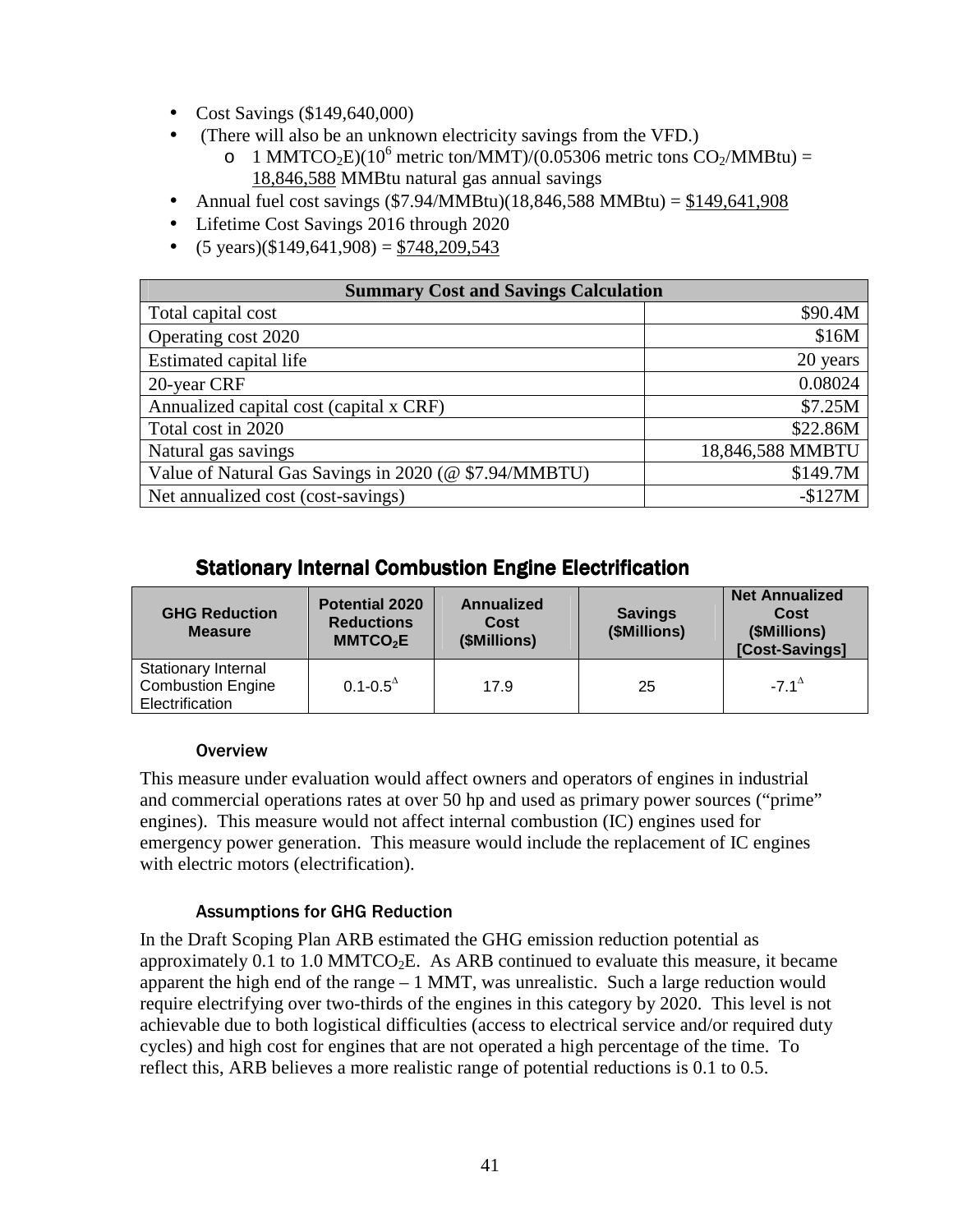- Cost Savings ($149,640,000)
- (There will also be an unknown electricity savings from the VFD.)
  - 1 $MMTCO_2E$)($10^6$ metric ton/MMT)/(0.05306 metric tons $CO_2$/MMBtu) = 18,846,588 MMBtu natural gas annual savings
- Annual fuel cost savings ($7.94/MMBtu)(18,846,588 MMBtu) = $149,641,908
- Lifetime Cost Savings 2016 through 2020
- (5 years)($149,641,908) = $748,209,543

| Summary Cost and Savings Calculation | |
|---|---|
| Total capital cost | $90.4M |
| Operating cost 2020 | $16M |
| Estimated capital life | 20 years |
| 20-year CRF | 0.08024 |
| Annualized capital cost (capital x CRF) | $7.25M |
| Total cost in 2020 | $22.86M |
| Natural gas savings | 18,846,588 MMBTU |
| Value of Natural Gas Savings in 2020 (@ $7.94/MMBTU) | $149.7M |
| Net annualized cost (cost-savings) | -$127M |

## Stationary Internal Combustion Engine Electrification

| GHG Reduction Measure | Potential 2020 Reductions $MMTCO_2E$ | Annualized Cost ($Millions) | Savings ($Millions) | Net Annualized Cost ($Millions) [Cost-Savings] |
|---|---|---|---|---|
| Stationary Internal Combustion Engine Electrification | 0.1-0.5$^{\Delta}$ | 17.9 | 25 | -7.1$^{\Delta}$ |

### Overview

This measure under evaluation would affect owners and operators of engines in industrial and commercial operations rates at over 50 hp and used as primary power sources ("prime" engines). This measure would not affect internal combustion (IC) engines used for emergency power generation. This measure would include the replacement of IC engines with electric motors (electrification).

### Assumptions for GHG Reduction

In the Draft Scoping Plan ARB estimated the GHG emission reduction potential as approximately 0.1 to 1.0 $MMTCO_2E$. As ARB continued to evaluate this measure, it became apparent the high end of the range – 1 MMT, was unrealistic. Such a large reduction would require electrifying over two-thirds of the engines in this category by 2020. This level is not achievable due to both logistical difficulties (access to electrical service and/or required duty cycles) and high cost for engines that are not operated a high percentage of the time. To reflect this, ARB believes a more realistic range of potential reductions is 0.1 to 0.5.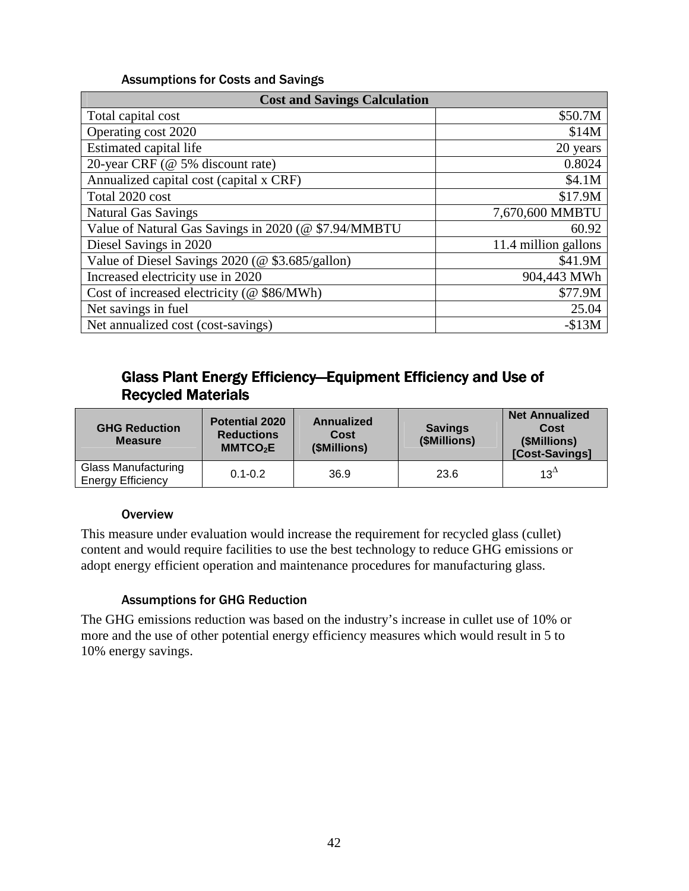#### Assumptions for Costs and Savings

| Cost and Savings Calculation | |
|---|---|
| Total capital cost | \$50.7M |
| Operating cost 2020 | \$14M |
| Estimated capital life | 20 years |
| 20-year CRF (@ 5% discount rate) | 0.8024 |
| Annualized capital cost (capital x CRF) | \$4.1M |
| Total 2020 cost | \$17.9M |
| Natural Gas Savings | 7,670,600 MMBTU |
| Value of Natural Gas Savings in 2020 (@ \$7.94/MMBTU | 60.92 |
| Diesel Savings in 2020 | 11.4 million gallons |
| Value of Diesel Savings 2020 (@ \$3.685/gallon) | \$41.9M |
| Increased electricity use in 2020 | 904,443 MWh |
| Cost of increased electricity (@ \$86/MWh) | \$77.9M |
| Net savings in fuel | 25.04 |
| Net annualized cost (cost-savings) | -\$13M |

## Glass Plant Energy Efficiency—Equipment Efficiency and Use of Recycled Materials

| GHG Reduction Measure | Potential 2020 Reductions $MMTCO_2E$ | Annualized Cost (\$Millions) | Savings (\$Millions) | Net Annualized Cost (\$Millions) [Cost-Savings] |
|---|---|---|---|---|
| Glass Manufacturing Energy Efficiency | 0.1-0.2 | 36.9 | 23.6 | 13[Δ] |

#### Overview

This measure under evaluation would increase the requirement for recycled glass (cullet) content and would require facilities to use the best technology to reduce GHG emissions or adopt energy efficient operation and maintenance procedures for manufacturing glass.

#### Assumptions for GHG Reduction

The GHG emissions reduction was based on the industry's increase in cullet use of 10% or more and the use of other potential energy efficiency measures which would result in 5 to 10% energy savings.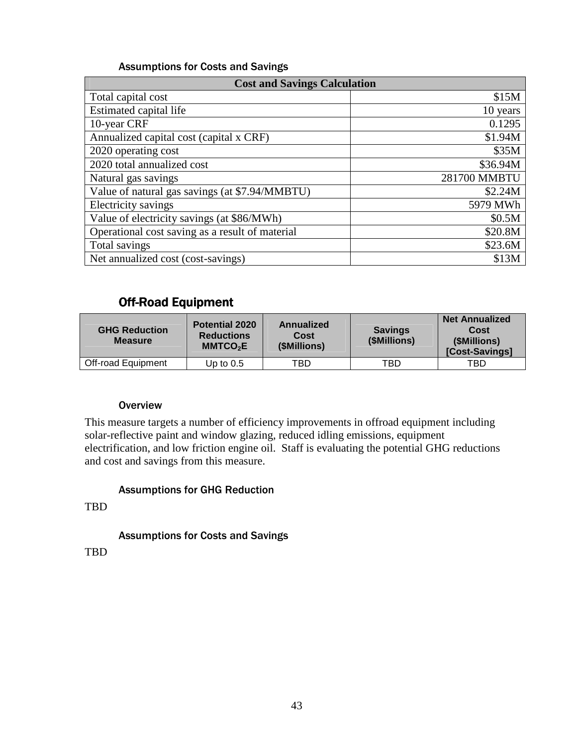#### Assumptions for Costs and Savings

| Cost and Savings Calculation | |
|---|---|
| Total capital cost | $15M |
| Estimated capital life | 10 years |
| 10-year CRF | 0.1295 |
| Annualized capital cost (capital x CRF) | $1.94M |
| 2020 operating cost | $35M |
| 2020 total annualized cost | $36.94M |
| Natural gas savings | 281700 MMBTU |
| Value of natural gas savings (at $7.94/MMBTU) | $2.24M |
| Electricity savings | 5979 MWh |
| Value of electricity savings (at $86/MWh) | $0.5M |
| Operational cost saving as a result of material | $20.8M |
| Total savings | $23.6M |
| Net annualized cost (cost-savings) | $13M |

### Off-Road Equipment

| GHG Reduction Measure | Potential 2020 Reductions $MMTCO_2E$ | Annualized Cost ($Millions) | Savings ($Millions) | Net Annualized Cost ($Millions) [Cost-Savings] |
|---|---|---|---|---|
| Off-road Equipment | Up to 0.5 | TBD | TBD | TBD |

#### Overview

This measure targets a number of efficiency improvements in offroad equipment including solar-reflective paint and window glazing, reduced idling emissions, equipment electrification, and low friction engine oil. Staff is evaluating the potential GHG reductions and cost and savings from this measure.

#### Assumptions for GHG Reduction

TBD

#### Assumptions for Costs and Savings

TBD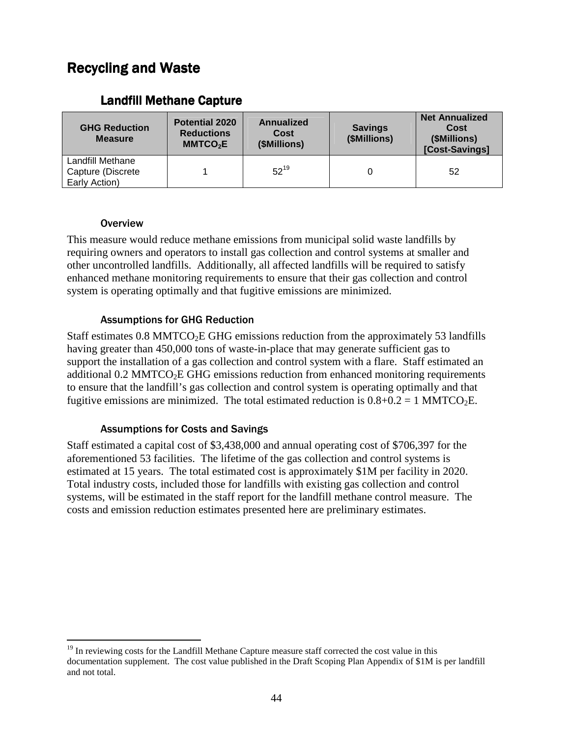# Recycling and Waste

## Landfill Methane Capture

| GHG Reduction Measure | Potential 2020 Reductions $MMTCO_2E$ | Annualized Cost ($Millions) | Savings ($Millions) | Net Annualized Cost ($Millions) [Cost-Savings] |
|---|---|---|---|---|
| Landfill Methane Capture (Discrete Early Action) | 1 | 52[19] | 0 | 52 |

### Overview

This measure would reduce methane emissions from municipal solid waste landfills by requiring owners and operators to install gas collection and control systems at smaller and other uncontrolled landfills. Additionally, all affected landfills will be required to satisfy enhanced methane monitoring requirements to ensure that their gas collection and control system is operating optimally and that fugitive emissions are minimized.

### Assumptions for GHG Reduction

Staff estimates 0.8 $MMTCO_2E$ GHG emissions reduction from the approximately 53 landfills having greater than 450,000 tons of waste-in-place that may generate sufficient gas to support the installation of a gas collection and control system with a flare. Staff estimated an additional 0.2 $MMTCO_2E$ GHG emissions reduction from enhanced monitoring requirements to ensure that the landfill's gas collection and control system is operating optimally and that fugitive emissions are minimized. The total estimated reduction is $0.8+0.2 = 1$ $MMTCO_2E$.

### Assumptions for Costs and Savings

Staff estimated a capital cost of $3,438,000 and annual operating cost of $706,397 for the aforementioned 53 facilities. The lifetime of the gas collection and control systems is estimated at 15 years. The total estimated cost is approximately $1M per facility in 2020. Total industry costs, included those for landfills with existing gas collection and control systems, will be estimated in the staff report for the landfill methane control measure. The costs and emission reduction estimates presented here are preliminary estimates.

[19] In reviewing costs for the Landfill Methane Capture measure staff corrected the cost value in this documentation supplement. The cost value published in the Draft Scoping Plan Appendix of $1M is per landfill and not total.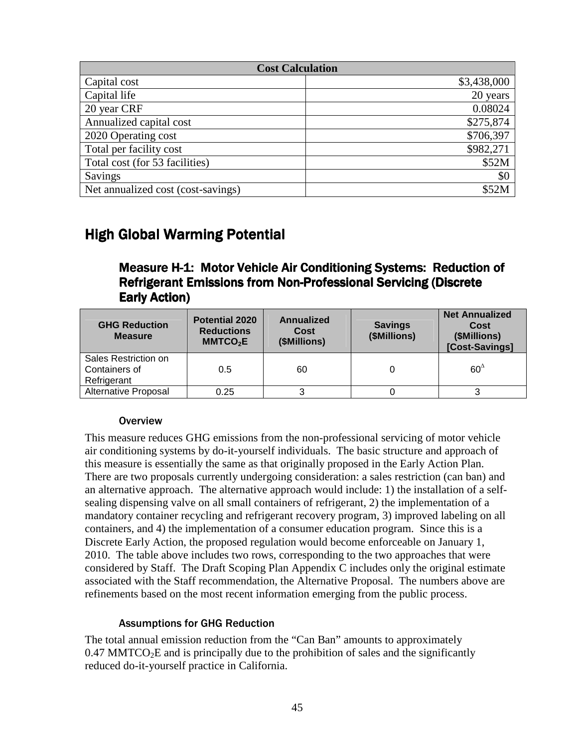| Cost Calculation | |
|---|---|
| Capital cost | \$3,438,000 |
| Capital life | 20 years |
| 20 year CRF | 0.08024 |
| Annualized capital cost | \$275,874 |
| 2020 Operating cost | \$706,397 |
| Total per facility cost | \$982,271 |
| Total cost (for 53 facilities) | \$52M |
| Savings | \$0 |
| Net annualized cost (cost-savings) | \$52M |

## High Global Warming Potential

### Measure H-1: Motor Vehicle Air Conditioning Systems: Reduction of Refrigerant Emissions from Non-Professional Servicing (Discrete Early Action)

| GHG Reduction Measure | Potential 2020 Reductions $MMTCO_2E$ | Annualized Cost (\$Millions) | Savings (\$Millions) | Net Annualized Cost (\$Millions) [Cost-Savings] |
|---|---|---|---|---|
| Sales Restriction on Containers of Refrigerant | 0.5 | 60 | 0 | $60^{\Delta}$ |
| Alternative Proposal | 0.25 | 3 | 0 | 3 |

#### Overview

This measure reduces GHG emissions from the non-professional servicing of motor vehicle air conditioning systems by do-it-yourself individuals. The basic structure and approach of this measure is essentially the same as that originally proposed in the Early Action Plan. There are two proposals currently undergoing consideration: a sales restriction (can ban) and an alternative approach. The alternative approach would include: 1) the installation of a self-sealing dispensing valve on all small containers of refrigerant, 2) the implementation of a mandatory container recycling and refrigerant recovery program, 3) improved labeling on all containers, and 4) the implementation of a consumer education program. Since this is a Discrete Early Action, the proposed regulation would become enforceable on January 1, 2010. The table above includes two rows, corresponding to the two approaches that were considered by Staff. The Draft Scoping Plan Appendix C includes only the original estimate associated with the Staff recommendation, the Alternative Proposal. The numbers above are refinements based on the most recent information emerging from the public process.

#### Assumptions for GHG Reduction

The total annual emission reduction from the "Can Ban" amounts to approximately 0.47 $MMTCO_2E$ and is principally due to the prohibition of sales and the significantly reduced do-it-yourself practice in California.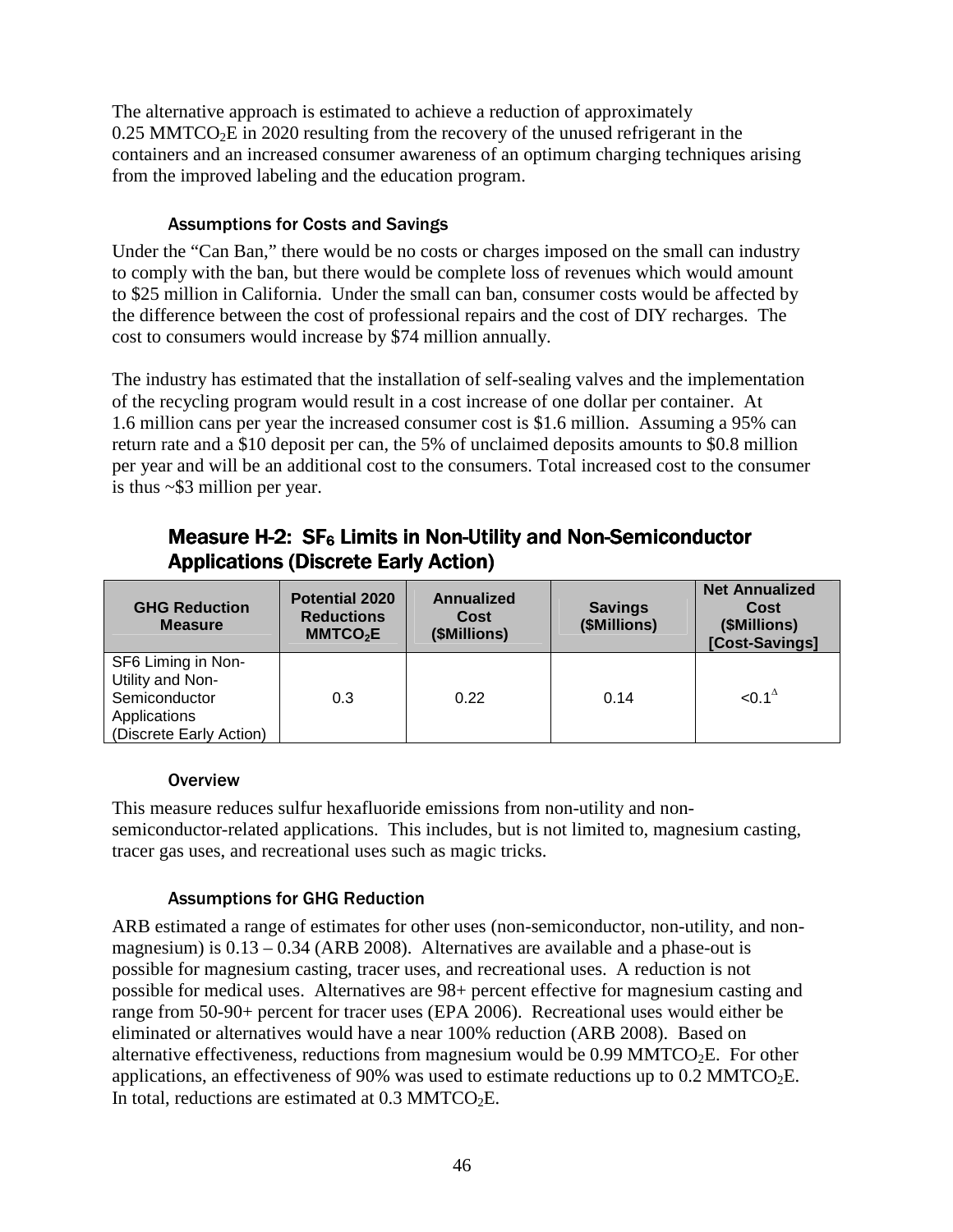The alternative approach is estimated to achieve a reduction of approximately 0.25 $MMTCO_2E$ in 2020 resulting from the recovery of the unused refrigerant in the containers and an increased consumer awareness of an optimum charging techniques arising from the improved labeling and the education program.

### Assumptions for Costs and Savings

Under the "Can Ban," there would be no costs or charges imposed on the small can industry to comply with the ban, but there would be complete loss of revenues which would amount to $25 million in California. Under the small can ban, consumer costs would be affected by the difference between the cost of professional repairs and the cost of DIY recharges. The cost to consumers would increase by $74 million annually.

The industry has estimated that the installation of self-sealing valves and the implementation of the recycling program would result in a cost increase of one dollar per container. At 1.6 million cans per year the increased consumer cost is $1.6 million. Assuming a 95% can return rate and a $10 deposit per can, the 5% of unclaimed deposits amounts to $0.8 million per year and will be an additional cost to the consumers. Total increased cost to the consumer is thus ~$3 million per year.

## Measure H-2: $SF_6$ Limits in Non-Utility and Non-Semiconductor Applications (Discrete Early Action)

| GHG Reduction Measure | Potential 2020 Reductions $MMTCO_2E$ | Annualized Cost ($Millions) | Savings ($Millions) | Net Annualized Cost ($Millions) [Cost-Savings] |
|---|---|---|---|---|
| SF6 Liming in Non-Utility and Non-Semiconductor Applications (Discrete Early Action) | 0.3 | 0.22 | 0.14 | <0.1[Δ] |

### Overview

This measure reduces sulfur hexafluoride emissions from non-utility and non-semiconductor-related applications. This includes, but is not limited to, magnesium casting, tracer gas uses, and recreational uses such as magic tricks.

### Assumptions for GHG Reduction

ARB estimated a range of estimates for other uses (non-semiconductor, non-utility, and non-magnesium) is 0.13 – 0.34 (ARB 2008). Alternatives are available and a phase-out is possible for magnesium casting, tracer uses, and recreational uses. A reduction is not possible for medical uses. Alternatives are 98+ percent effective for magnesium casting and range from 50-90+ percent for tracer uses (EPA 2006). Recreational uses would either be eliminated or alternatives would have a near 100% reduction (ARB 2008). Based on alternative effectiveness, reductions from magnesium would be 0.99 $MMTCO_2E$. For other applications, an effectiveness of 90% was used to estimate reductions up to 0.2 $MMTCO_2E$. In total, reductions are estimated at 0.3 $MMTCO_2E$.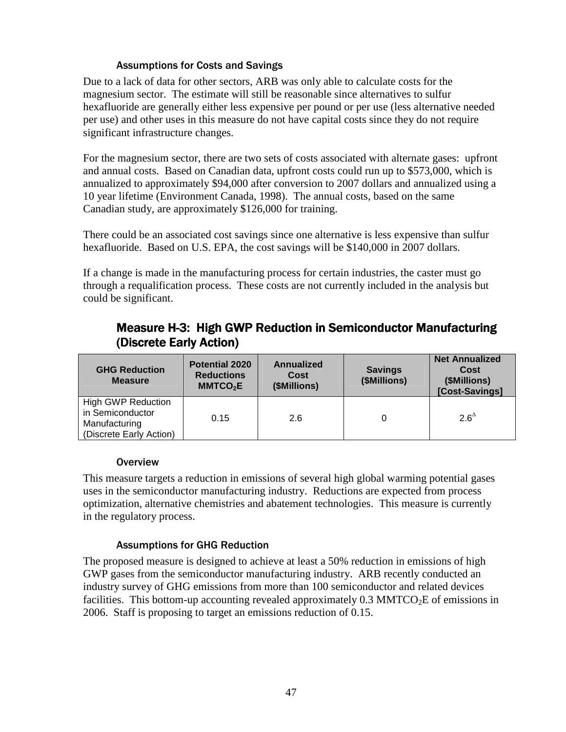### Assumptions for Costs and Savings

Due to a lack of data for other sectors, ARB was only able to calculate costs for the magnesium sector. The estimate will still be reasonable since alternatives to sulfur hexafluoride are generally either less expensive per pound or per use (less alternative needed per use) and other uses in this measure do not have capital costs since they do not require significant infrastructure changes.

For the magnesium sector, there are two sets of costs associated with alternate gases: upfront and annual costs. Based on Canadian data, upfront costs could run up to $573,000, which is annualized to approximately $94,000 after conversion to 2007 dollars and annualized using a 10 year lifetime (Environment Canada, 1998). The annual costs, based on the same Canadian study, are approximately $126,000 for training.

There could be an associated cost savings since one alternative is less expensive than sulfur hexafluoride. Based on U.S. EPA, the cost savings will be $140,000 in 2007 dollars.

If a change is made in the manufacturing process for certain industries, the caster must go through a requalification process. These costs are not currently included in the analysis but could be significant.

## Measure H-3: High GWP Reduction in Semiconductor Manufacturing (Discrete Early Action)

| GHG Reduction Measure | Potential 2020 Reductions $MMTCO_2E$ | Annualized Cost ($Millions) | Savings ($Millions) | Net Annualized Cost ($Millions) [Cost-Savings] |
|---|---|---|---|---|
| High GWP Reduction in Semiconductor Manufacturing (Discrete Early Action) | 0.15 | 2.6 | 0 | $2.6^{\Delta}$ |

### Overview

This measure targets a reduction in emissions of several high global warming potential gases uses in the semiconductor manufacturing industry. Reductions are expected from process optimization, alternative chemistries and abatement technologies. This measure is currently in the regulatory process.

### Assumptions for GHG Reduction

The proposed measure is designed to achieve at least a 50% reduction in emissions of high GWP gases from the semiconductor manufacturing industry. ARB recently conducted an industry survey of GHG emissions from more than 100 semiconductor and related devices facilities. This bottom-up accounting revealed approximately 0.3 $MMTCO_2E$ of emissions in 2006. Staff is proposing to target an emissions reduction of 0.15.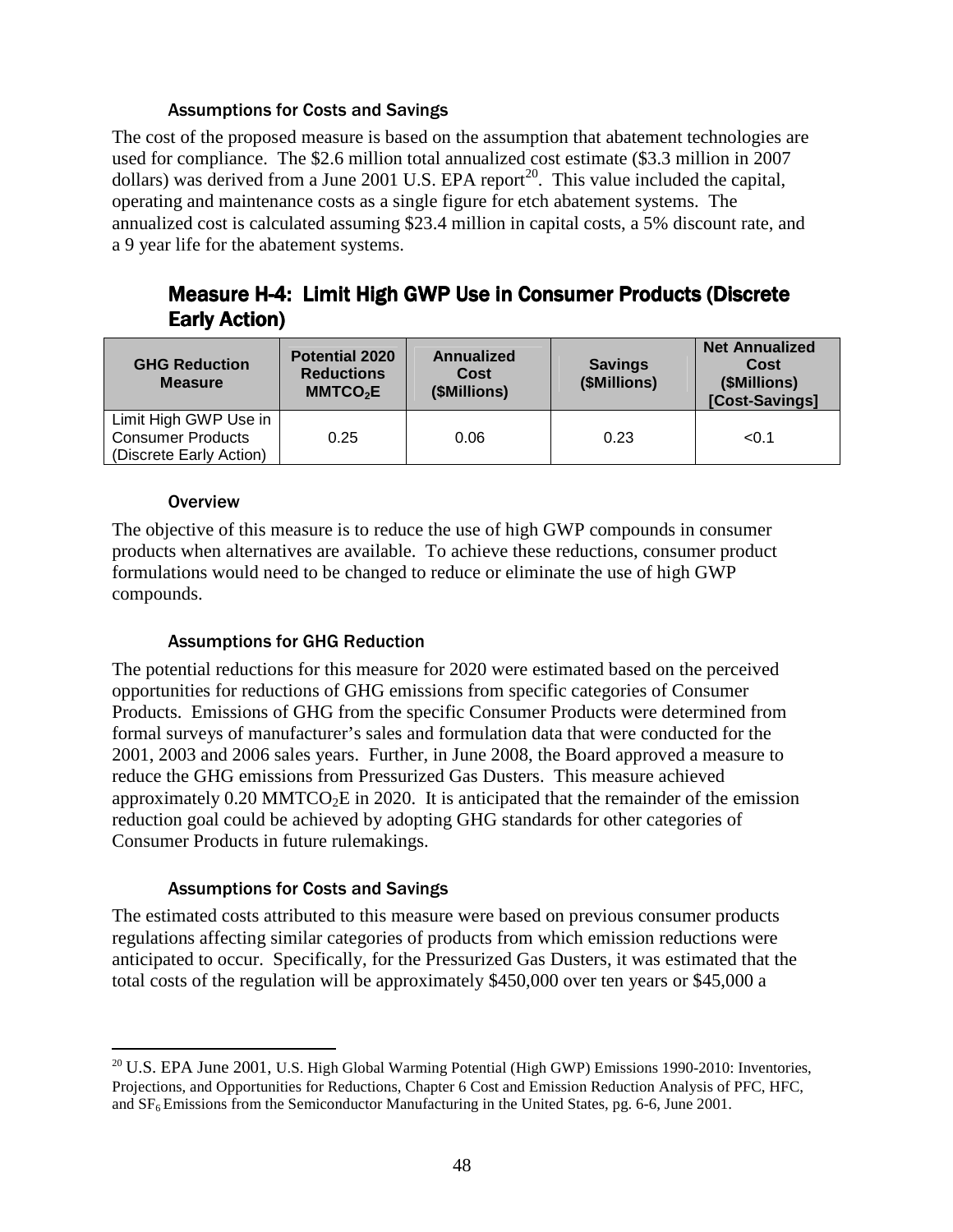#### Assumptions for Costs and Savings

The cost of the proposed measure is based on the assumption that abatement technologies are used for compliance. The $2.6 million total annualized cost estimate ($3.3 million in 2007 dollars) was derived from a June 2001 U.S. EPA report[20]. This value included the capital, operating and maintenance costs as a single figure for etch abatement systems. The annualized cost is calculated assuming $23.4 million in capital costs, a 5% discount rate, and a 9 year life for the abatement systems.

## Measure H-4: Limit High GWP Use in Consumer Products (Discrete Early Action)

| GHG Reduction Measure | Potential 2020 Reductions $MMTCO_2E$ | Annualized Cost ($Millions) | Savings ($Millions) | Net Annualized Cost ($Millions) [Cost-Savings] |
|---|---|---|---|---|
| Limit High GWP Use in Consumer Products (Discrete Early Action) | 0.25 | 0.06 | 0.23 | <0.1 |

#### Overview

The objective of this measure is to reduce the use of high GWP compounds in consumer products when alternatives are available. To achieve these reductions, consumer product formulations would need to be changed to reduce or eliminate the use of high GWP compounds.

#### Assumptions for GHG Reduction

The potential reductions for this measure for 2020 were estimated based on the perceived opportunities for reductions of GHG emissions from specific categories of Consumer Products. Emissions of GHG from the specific Consumer Products were determined from formal surveys of manufacturer's sales and formulation data that were conducted for the 2001, 2003 and 2006 sales years. Further, in June 2008, the Board approved a measure to reduce the GHG emissions from Pressurized Gas Dusters. This measure achieved approximately 0.20 $MMTCO_2E$ in 2020. It is anticipated that the remainder of the emission reduction goal could be achieved by adopting GHG standards for other categories of Consumer Products in future rulemakings.

#### Assumptions for Costs and Savings

The estimated costs attributed to this measure were based on previous consumer products regulations affecting similar categories of products from which emission reductions were anticipated to occur. Specifically, for the Pressurized Gas Dusters, it was estimated that the total costs of the regulation will be approximately $450,000 over ten years or $45,000 a

---

[20] U.S. EPA June 2001, U.S. High Global Warming Potential (High GWP) Emissions 1990-2010: Inventories, Projections, and Opportunities for Reductions, Chapter 6 Cost and Emission Reduction Analysis of PFC, HFC, and $SF_6$ Emissions from the Semiconductor Manufacturing in the United States, pg. 6-6, June 2001.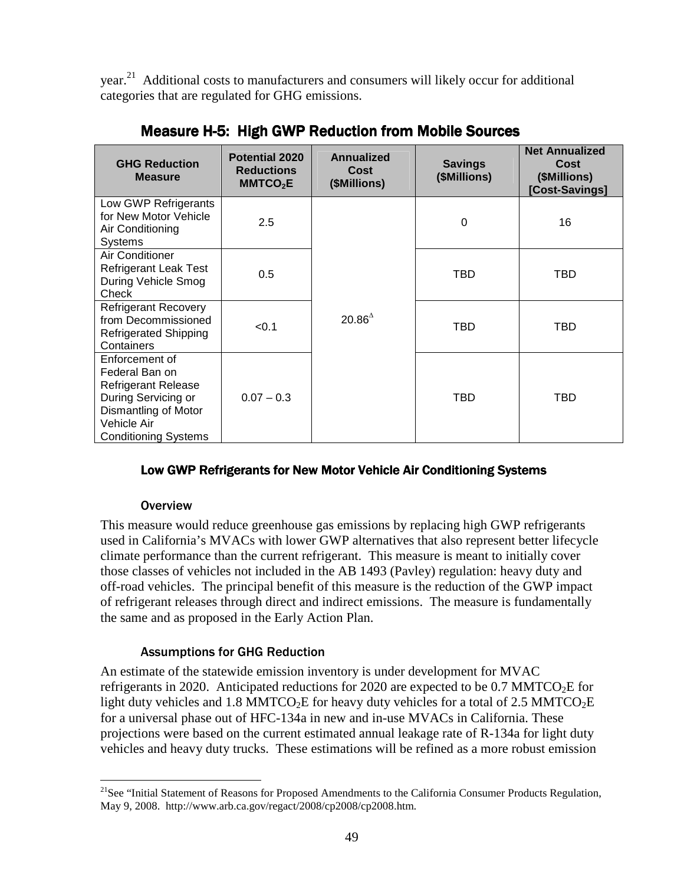year.[21] Additional costs to manufacturers and consumers will likely occur for additional categories that are regulated for GHG emissions.

## Measure H-5: High GWP Reduction from Mobile Sources

| GHG Reduction Measure | Potential 2020 Reductions $MMTCO_2E$ | Annualized Cost ($Millions) | Savings ($Millions) | Net Annualized Cost ($Millions) [Cost-Savings] |
|---|---|---|---|---|
| Low GWP Refrigerants for New Motor Vehicle Air Conditioning Systems | 2.5 | 20.86[Δ] | 0 | 16 |
| Air Conditioner Refrigerant Leak Test During Vehicle Smog Check | 0.5 | | TBD | TBD |
| Refrigerant Recovery from Decommissioned Refrigerated Shipping Containers | <0.1 | | TBD | TBD |
| Enforcement of Federal Ban on Refrigerant Release During Servicing or Dismantling of Motor Vehicle Air Conditioning Systems | 0.07 – 0.3 | | TBD | TBD |

### Low GWP Refrigerants for New Motor Vehicle Air Conditioning Systems

#### Overview

This measure would reduce greenhouse gas emissions by replacing high GWP refrigerants used in California's MVACs with lower GWP alternatives that also represent better lifecycle climate performance than the current refrigerant. This measure is meant to initially cover those classes of vehicles not included in the AB 1493 (Pavley) regulation: heavy duty and off-road vehicles. The principal benefit of this measure is the reduction of the GWP impact of refrigerant releases through direct and indirect emissions. The measure is fundamentally the same and as proposed in the Early Action Plan.

#### Assumptions for GHG Reduction

An estimate of the statewide emission inventory is under development for MVAC refrigerants in 2020. Anticipated reductions for 2020 are expected to be 0.7 $MMTCO_2E$ for light duty vehicles and 1.8 $MMTCO_2E$ for heavy duty vehicles for a total of 2.5 $MMTCO_2E$ for a universal phase out of HFC-134a in new and in-use MVACs in California. These projections were based on the current estimated annual leakage rate of R-134a for light duty vehicles and heavy duty trucks. These estimations will be refined as a more robust emission

---

[21] See "Initial Statement of Reasons for Proposed Amendments to the California Consumer Products Regulation, May 9, 2008. http://www.arb.ca.gov/regact/2008/cp2008/cp2008.htm.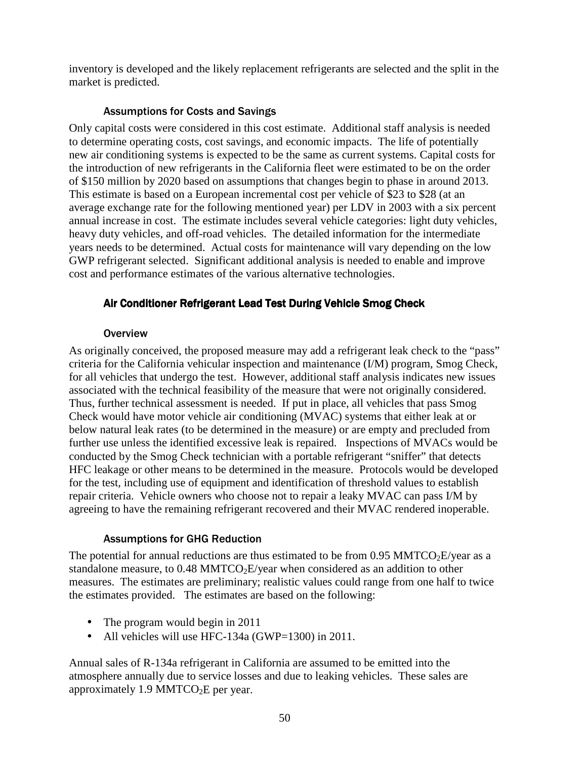inventory is developed and the likely replacement refrigerants are selected and the split in the market is predicted.

#### Assumptions for Costs and Savings

Only capital costs were considered in this cost estimate. Additional staff analysis is needed to determine operating costs, cost savings, and economic impacts. The life of potentially new air conditioning systems is expected to be the same as current systems. Capital costs for the introduction of new refrigerants in the California fleet were estimated to be on the order of $150 million by 2020 based on assumptions that changes begin to phase in around 2013. This estimate is based on a European incremental cost per vehicle of $23 to $28 (at an average exchange rate for the following mentioned year) per LDV in 2003 with a six percent annual increase in cost. The estimate includes several vehicle categories: light duty vehicles, heavy duty vehicles, and off-road vehicles. The detailed information for the intermediate years needs to be determined. Actual costs for maintenance will vary depending on the low GWP refrigerant selected. Significant additional analysis is needed to enable and improve cost and performance estimates of the various alternative technologies.

### Air Conditioner Refrigerant Lead Test During Vehicle Smog Check

#### Overview

As originally conceived, the proposed measure may add a refrigerant leak check to the "pass" criteria for the California vehicular inspection and maintenance (I/M) program, Smog Check, for all vehicles that undergo the test. However, additional staff analysis indicates new issues associated with the technical feasibility of the measure that were not originally considered. Thus, further technical assessment is needed. If put in place, all vehicles that pass Smog Check would have motor vehicle air conditioning (MVAC) systems that either leak at or below natural leak rates (to be determined in the measure) or are empty and precluded from further use unless the identified excessive leak is repaired. Inspections of MVACs would be conducted by the Smog Check technician with a portable refrigerant "sniffer" that detects HFC leakage or other means to be determined in the measure. Protocols would be developed for the test, including use of equipment and identification of threshold values to establish repair criteria. Vehicle owners who choose not to repair a leaky MVAC can pass I/M by agreeing to have the remaining refrigerant recovered and their MVAC rendered inoperable.

#### Assumptions for GHG Reduction

The potential for annual reductions are thus estimated to be from 0.95 $MMTCO_2E$/year as a standalone measure, to 0.48 $MMTCO_2E$/year when considered as an addition to other measures. The estimates are preliminary; realistic values could range from one half to twice the estimates provided. The estimates are based on the following:

- The program would begin in 2011
- All vehicles will use HFC-134a (GWP=1300) in 2011.

Annual sales of R-134a refrigerant in California are assumed to be emitted into the atmosphere annually due to service losses and due to leaking vehicles. These sales are approximately 1.9 $MMTCO_2E$ per year.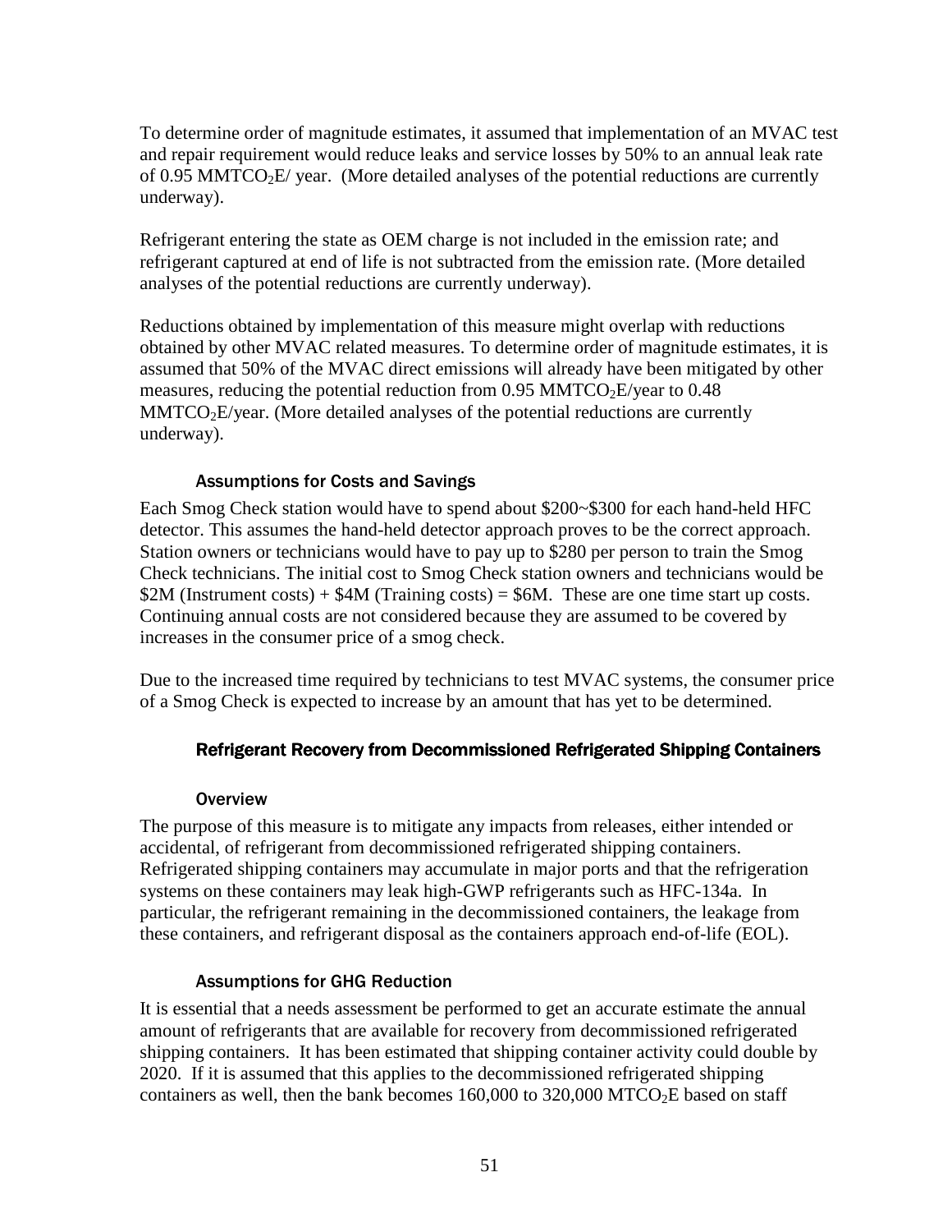To determine order of magnitude estimates, it assumed that implementation of an MVAC test and repair requirement would reduce leaks and service losses by 50% to an annual leak rate of 0.95 $MMTCO_2E$/ year. (More detailed analyses of the potential reductions are currently underway).

Refrigerant entering the state as OEM charge is not included in the emission rate; and refrigerant captured at end of life is not subtracted from the emission rate. (More detailed analyses of the potential reductions are currently underway).

Reductions obtained by implementation of this measure might overlap with reductions obtained by other MVAC related measures. To determine order of magnitude estimates, it is assumed that 50% of the MVAC direct emissions will already have been mitigated by other measures, reducing the potential reduction from 0.95 $MMTCO_2E$/year to 0.48 $MMTCO_2E$/year. (More detailed analyses of the potential reductions are currently underway).

#### Assumptions for Costs and Savings

Each Smog Check station would have to spend about $200~$300 for each hand-held HFC detector. This assumes the hand-held detector approach proves to be the correct approach. Station owners or technicians would have to pay up to $280 per person to train the Smog Check technicians. The initial cost to Smog Check station owners and technicians would be $2M (Instrument costs) + $4M (Training costs) = $6M. These are one time start up costs. Continuing annual costs are not considered because they are assumed to be covered by increases in the consumer price of a smog check.

Due to the increased time required by technicians to test MVAC systems, the consumer price of a Smog Check is expected to increase by an amount that has yet to be determined.

### Refrigerant Recovery from Decommissioned Refrigerated Shipping Containers

#### Overview

The purpose of this measure is to mitigate any impacts from releases, either intended or accidental, of refrigerant from decommissioned refrigerated shipping containers. Refrigerated shipping containers may accumulate in major ports and that the refrigeration systems on these containers may leak high-GWP refrigerants such as HFC-134a. In particular, the refrigerant remaining in the decommissioned containers, the leakage from these containers, and refrigerant disposal as the containers approach end-of-life (EOL).

#### Assumptions for GHG Reduction

It is essential that a needs assessment be performed to get an accurate estimate the annual amount of refrigerants that are available for recovery from decommissioned refrigerated shipping containers. It has been estimated that shipping container activity could double by 2020. If it is assumed that this applies to the decommissioned refrigerated shipping containers as well, then the bank becomes 160,000 to 320,000 $MTCO_2E$ based on staff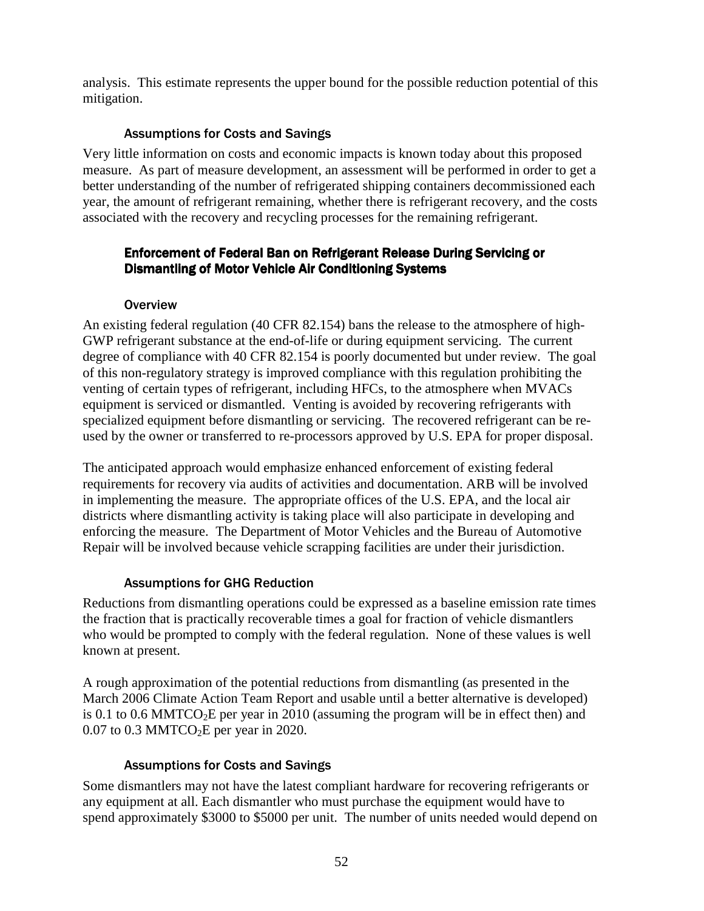analysis. This estimate represents the upper bound for the possible reduction potential of this mitigation.

#### Assumptions for Costs and Savings

Very little information on costs and economic impacts is known today about this proposed measure. As part of measure development, an assessment will be performed in order to get a better understanding of the number of refrigerated shipping containers decommissioned each year, the amount of refrigerant remaining, whether there is refrigerant recovery, and the costs associated with the recovery and recycling processes for the remaining refrigerant.

### Enforcement of Federal Ban on Refrigerant Release During Servicing or Dismantling of Motor Vehicle Air Conditioning Systems

#### Overview

An existing federal regulation (40 CFR 82.154) bans the release to the atmosphere of high-GWP refrigerant substance at the end-of-life or during equipment servicing. The current degree of compliance with 40 CFR 82.154 is poorly documented but under review. The goal of this non-regulatory strategy is improved compliance with this regulation prohibiting the venting of certain types of refrigerant, including HFCs, to the atmosphere when MVACs equipment is serviced or dismantled. Venting is avoided by recovering refrigerants with specialized equipment before dismantling or servicing. The recovered refrigerant can be re-used by the owner or transferred to re-processors approved by U.S. EPA for proper disposal.

The anticipated approach would emphasize enhanced enforcement of existing federal requirements for recovery via audits of activities and documentation. ARB will be involved in implementing the measure. The appropriate offices of the U.S. EPA, and the local air districts where dismantling activity is taking place will also participate in developing and enforcing the measure. The Department of Motor Vehicles and the Bureau of Automotive Repair will be involved because vehicle scrapping facilities are under their jurisdiction.

#### Assumptions for GHG Reduction

Reductions from dismantling operations could be expressed as a baseline emission rate times the fraction that is practically recoverable times a goal for fraction of vehicle dismantlers who would be prompted to comply with the federal regulation. None of these values is well known at present.

A rough approximation of the potential reductions from dismantling (as presented in the March 2006 Climate Action Team Report and usable until a better alternative is developed) is 0.1 to 0.6 $MMTCO_2E$ per year in 2010 (assuming the program will be in effect then) and 0.07 to 0.3 $MMTCO_2E$ per year in 2020.

#### Assumptions for Costs and Savings

Some dismantlers may not have the latest compliant hardware for recovering refrigerants or any equipment at all. Each dismantler who must purchase the equipment would have to spend approximately $3000 to $5000 per unit. The number of units needed would depend on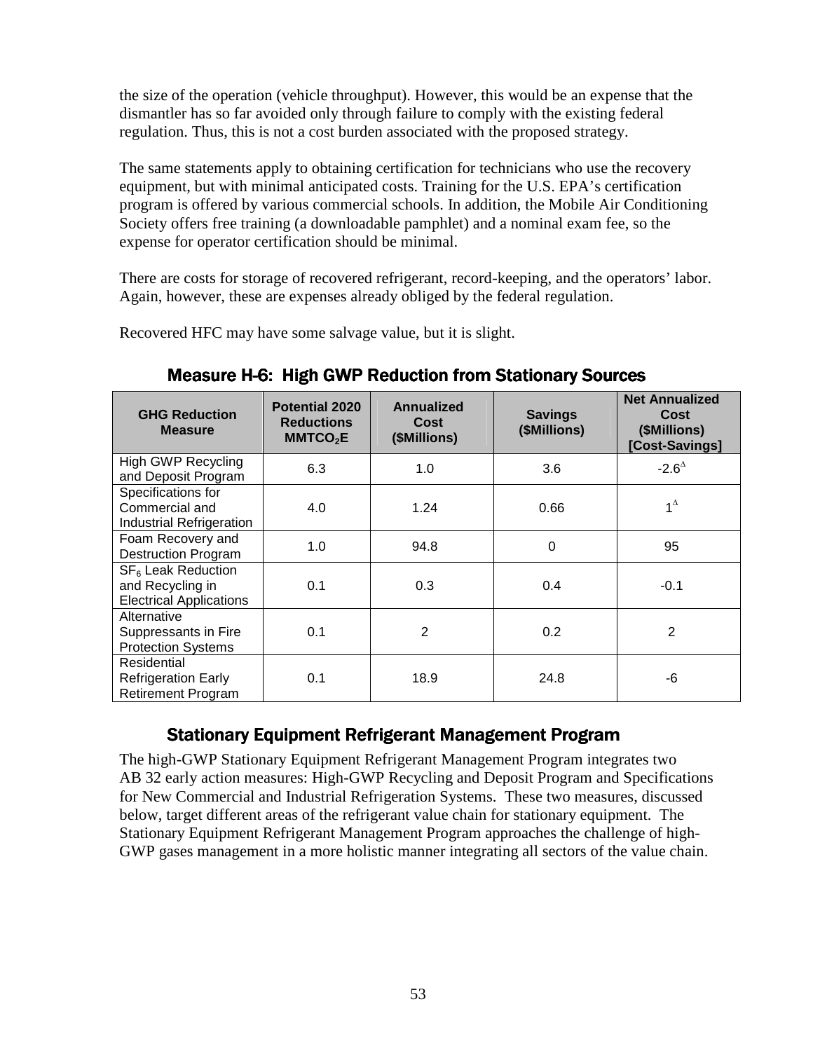the size of the operation (vehicle throughput). However, this would be an expense that the dismantler has so far avoided only through failure to comply with the existing federal regulation. Thus, this is not a cost burden associated with the proposed strategy.

The same statements apply to obtaining certification for technicians who use the recovery equipment, but with minimal anticipated costs. Training for the U.S. EPA's certification program is offered by various commercial schools. In addition, the Mobile Air Conditioning Society offers free training (a downloadable pamphlet) and a nominal exam fee, so the expense for operator certification should be minimal.

There are costs for storage of recovered refrigerant, record-keeping, and the operators' labor. Again, however, these are expenses already obliged by the federal regulation.

Recovered HFC may have some salvage value, but it is slight.

### Measure H-6: High GWP Reduction from Stationary Sources

| GHG Reduction Measure | Potential 2020 Reductions $MMTCO_2E$ | Annualized Cost ($Millions) | Savings ($Millions) | Net Annualized Cost ($Millions) [Cost-Savings] |
|---|---|---|---|---|
| High GWP Recycling and Deposit Program | 6.3 | 1.0 | 3.6 | $-2.6^{\Delta}$ |
| Specifications for Commercial and Industrial Refrigeration | 4.0 | 1.24 | 0.66 | $1^{\Delta}$ |
| Foam Recovery and Destruction Program | 1.0 | 94.8 | 0 | 95 |
| $SF_6$ Leak Reduction and Recycling in Electrical Applications | 0.1 | 0.3 | 0.4 | -0.1 |
| Alternative Suppressants in Fire Protection Systems | 0.1 | 2 | 0.2 | 2 |
| Residential Refrigeration Early Retirement Program | 0.1 | 18.9 | 24.8 | -6 |

### Stationary Equipment Refrigerant Management Program

The high-GWP Stationary Equipment Refrigerant Management Program integrates two AB 32 early action measures: High-GWP Recycling and Deposit Program and Specifications for New Commercial and Industrial Refrigeration Systems. These two measures, discussed below, target different areas of the refrigerant value chain for stationary equipment. The Stationary Equipment Refrigerant Management Program approaches the challenge of high-GWP gases management in a more holistic manner integrating all sectors of the value chain.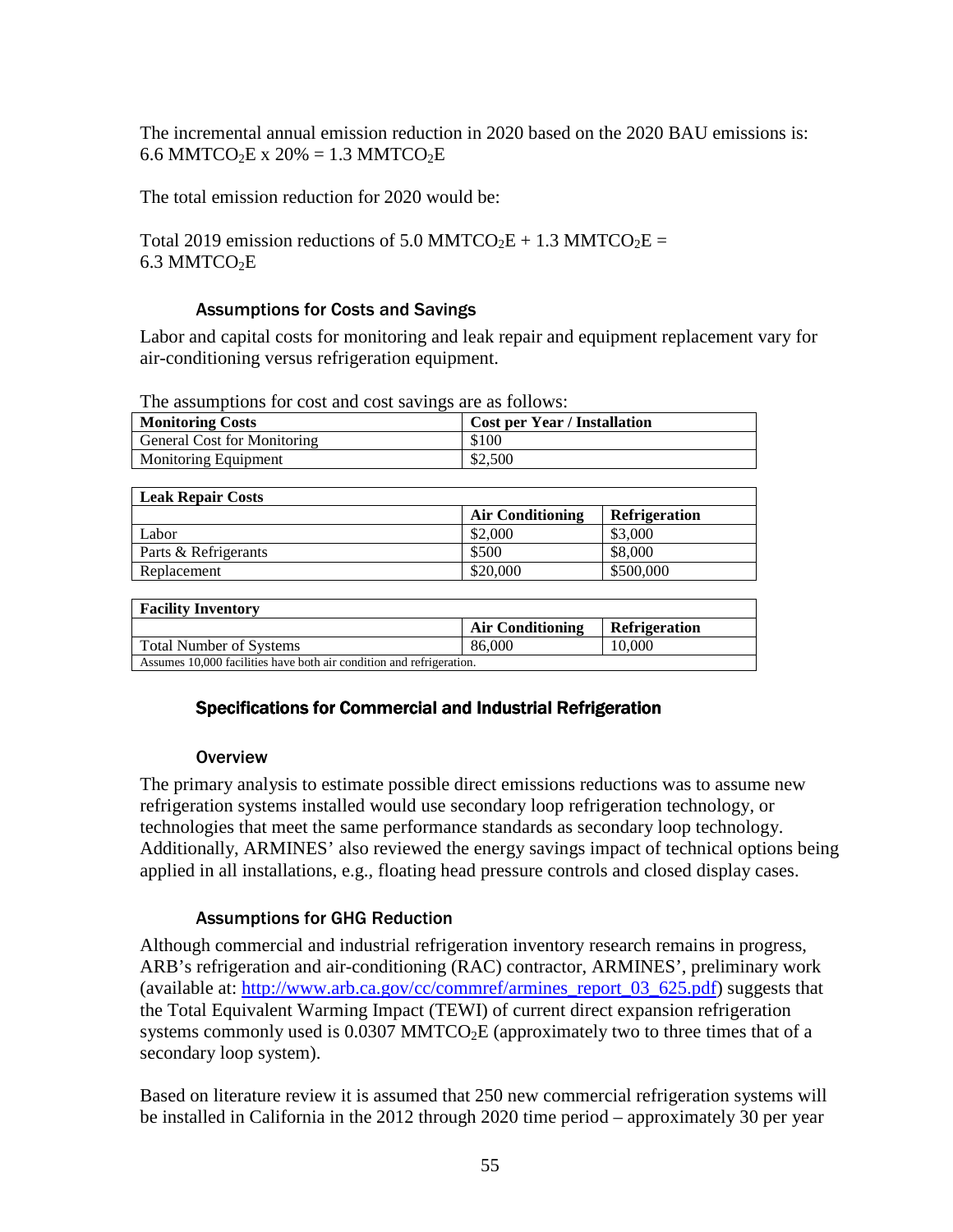The incremental annual emission reduction in 2020 based on the 2020 BAU emissions is:
6.6 $MMTCO_2E$ x 20% = 1.3 $MMTCO_2E$

The total emission reduction for 2020 would be:

Total 2019 emission reductions of 5.0 $MMTCO_2E$ + 1.3 $MMTCO_2E$ =
6.3 $MMTCO_2E$

### Assumptions for Costs and Savings

Labor and capital costs for monitoring and leak repair and equipment replacement vary for air-conditioning versus refrigeration equipment.

The assumptions for cost and cost savings are as follows:

| **Monitoring Costs** | **Cost per Year / Installation** |
|---|---|
| General Cost for Monitoring | $100 |
| Monitoring Equipment | $2,500 |

| **Leak Repair Costs** | | |
|---|---|---|
| | **Air Conditioning** | **Refrigeration** |
| Labor | $2,000 | $3,000 |
| Parts & Refrigerants | $500 | $8,000 |
| Replacement | $20,000 | $500,000 |

| **Facility Inventory** | | |
|---|---|---|
| | **Air Conditioning** | **Refrigeration** |
| Total Number of Systems | 86,000 | 10,000 |
| Assumes 10,000 facilities have both air condition and refrigeration. | | |

## Specifications for Commercial and Industrial Refrigeration

### Overview

The primary analysis to estimate possible direct emissions reductions was to assume new refrigeration systems installed would use secondary loop refrigeration technology, or technologies that meet the same performance standards as secondary loop technology. Additionally, ARMINES' also reviewed the energy savings impact of technical options being applied in all installations, e.g., floating head pressure controls and closed display cases.

### Assumptions for GHG Reduction

Although commercial and industrial refrigeration inventory research remains in progress, ARB's refrigeration and air-conditioning (RAC) contractor, ARMINES', preliminary work (available at: http://www.arb.ca.gov/cc/commref/armines_report_03_625.pdf) suggests that the Total Equivalent Warming Impact (TEWI) of current direct expansion refrigeration systems commonly used is 0.0307 $MMTCO_2E$ (approximately two to three times that of a secondary loop system).

Based on literature review it is assumed that 250 new commercial refrigeration systems will be installed in California in the 2012 through 2020 time period – approximately 30 per year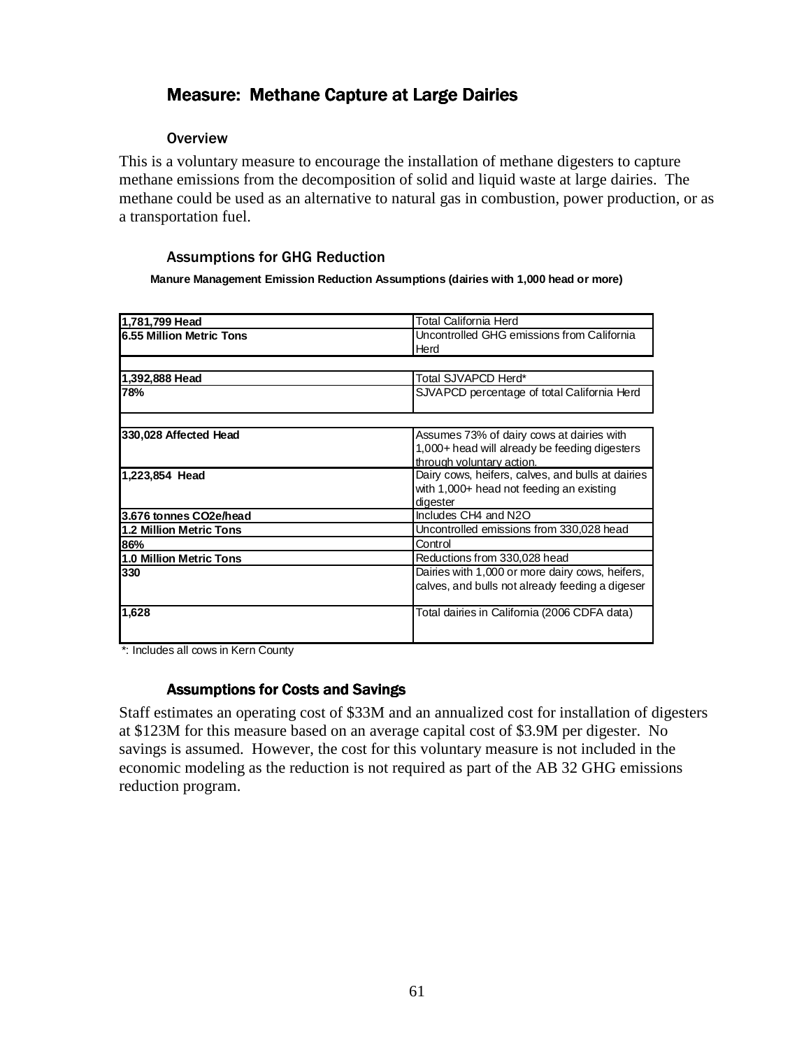## Measure: Methane Capture at Large Dairies

### Overview

This is a voluntary measure to encourage the installation of methane digesters to capture methane emissions from the decomposition of solid and liquid waste at large dairies. The methane could be used as an alternative to natural gas in combustion, power production, or as a transportation fuel.

### Assumptions for GHG Reduction

**Manure Management Emission Reduction Assumptions (dairies with 1,000 head or more)**

| | |
|---|---|
| **1,781,799 Head** | Total California Herd |
| **6.55 Million Metric Tons** | Uncontrolled GHG emissions from California Herd |
| | |
| **1,392,888 Head** | Total SJVAPCD Herd* |
| **78%** | SJVAPCD percentage of total California Herd |
| | |
| **330,028 Affected Head** | Assumes 73% of dairy cows at dairies with 1,000+ head will already be feeding digesters through voluntary action. |
| **1,223,854 Head** | Dairy cows, heifers, calves, and bulls at dairies with 1,000+ head not feeding an existing digester |
| **3.676 tonnes CO2e/head** | Includes CH4 and N2O |
| **1.2 Million Metric Tons** | Uncontrolled emissions from 330,028 head |
| **86%** | Control |
| **1.0 Million Metric Tons** | Reductions from 330,028 head |
| **330** | Dairies with 1,000 or more dairy cows, heifers, calves, and bulls not already feeding a digeser |
| **1,628** | Total dairies in California (2006 CDFA data) |

*: Includes all cows in Kern County

### Assumptions for Costs and Savings

Staff estimates an operating cost of $33M and an annualized cost for installation of digesters at $123M for this measure based on an average capital cost of $3.9M per digester. No savings is assumed. However, the cost for this voluntary measure is not included in the economic modeling as the reduction is not required as part of the AB 32 GHG emissions reduction program.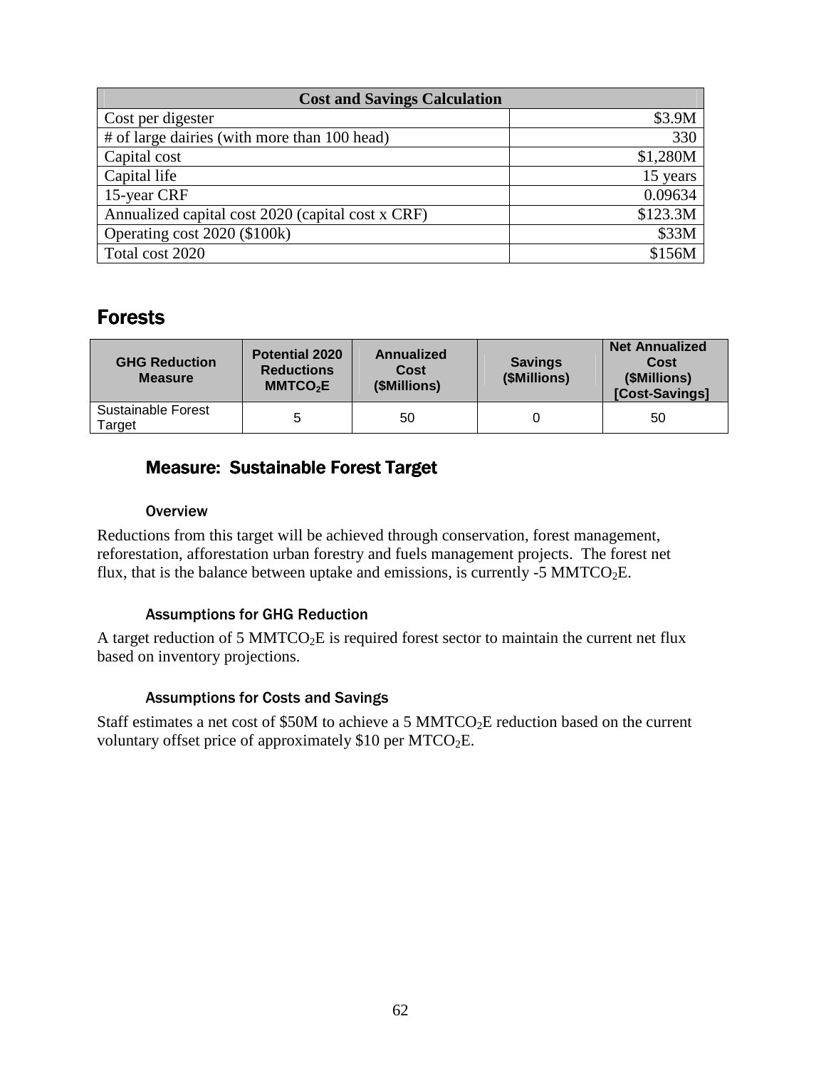| Cost and Savings Calculation | |
|---|---|
| Cost per digester | \$3.9M |
| # of large dairies (with more than 100 head) | 330 |
| Capital cost | \$1,280M |
| Capital life | 15 years |
| 15-year CRF | 0.09634 |
| Annualized capital cost 2020 (capital cost x CRF) | \$123.3M |
| Operating cost 2020 (\$100k) | \$33M |
| Total cost 2020 | \$156M |

## Forests

| GHG Reduction Measure | Potential 2020 Reductions $MMTCO_2E$ | Annualized Cost (\$Millions) | Savings (\$Millions) | Net Annualized Cost (\$Millions) [Cost-Savings] |
|---|---|---|---|---|
| Sustainable Forest Target | 5 | 50 | 0 | 50 |

### Measure: Sustainable Forest Target

#### Overview

Reductions from this target will be achieved through conservation, forest management, reforestation, afforestation urban forestry and fuels management projects. The forest net flux, that is the balance between uptake and emissions, is currently -5 $MMTCO_2E$.

#### Assumptions for GHG Reduction

A target reduction of 5 $MMTCO_2E$ is required forest sector to maintain the current net flux based on inventory projections.

#### Assumptions for Costs and Savings

Staff estimates a net cost of \$50M to achieve a 5 $MMTCO_2E$ reduction based on the current voluntary offset price of approximately \$10 per $MTCO_2E$.